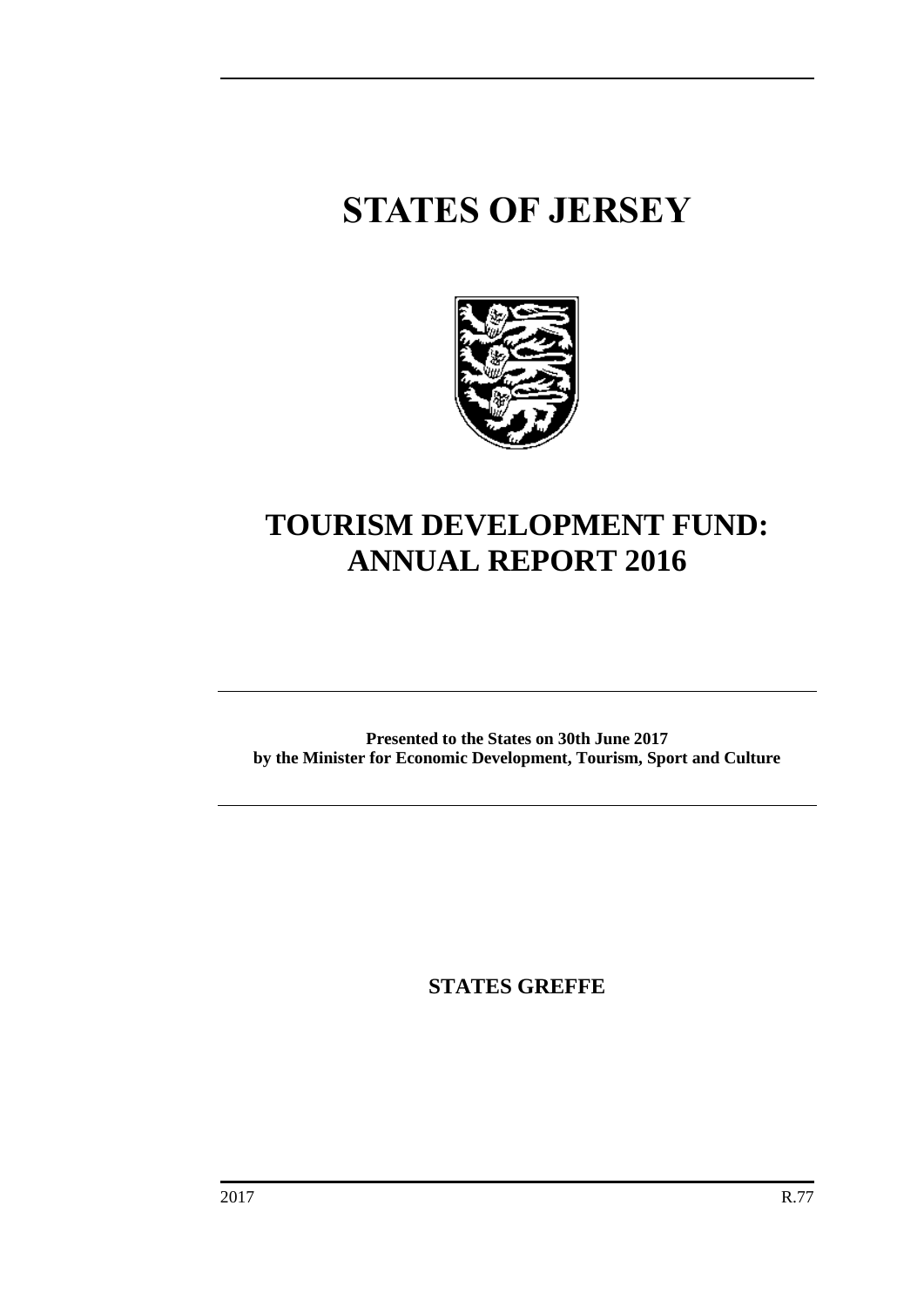# STATES OF JERSEY

# TOURISM DEVELOPMENT FUND: ANNUAL REPORT 2016

**Presented to the States on 30th June 2017 by the Minister for Economic Development, Tourism, Sport and Culture**

**STATES GREFFE**

2017 R.77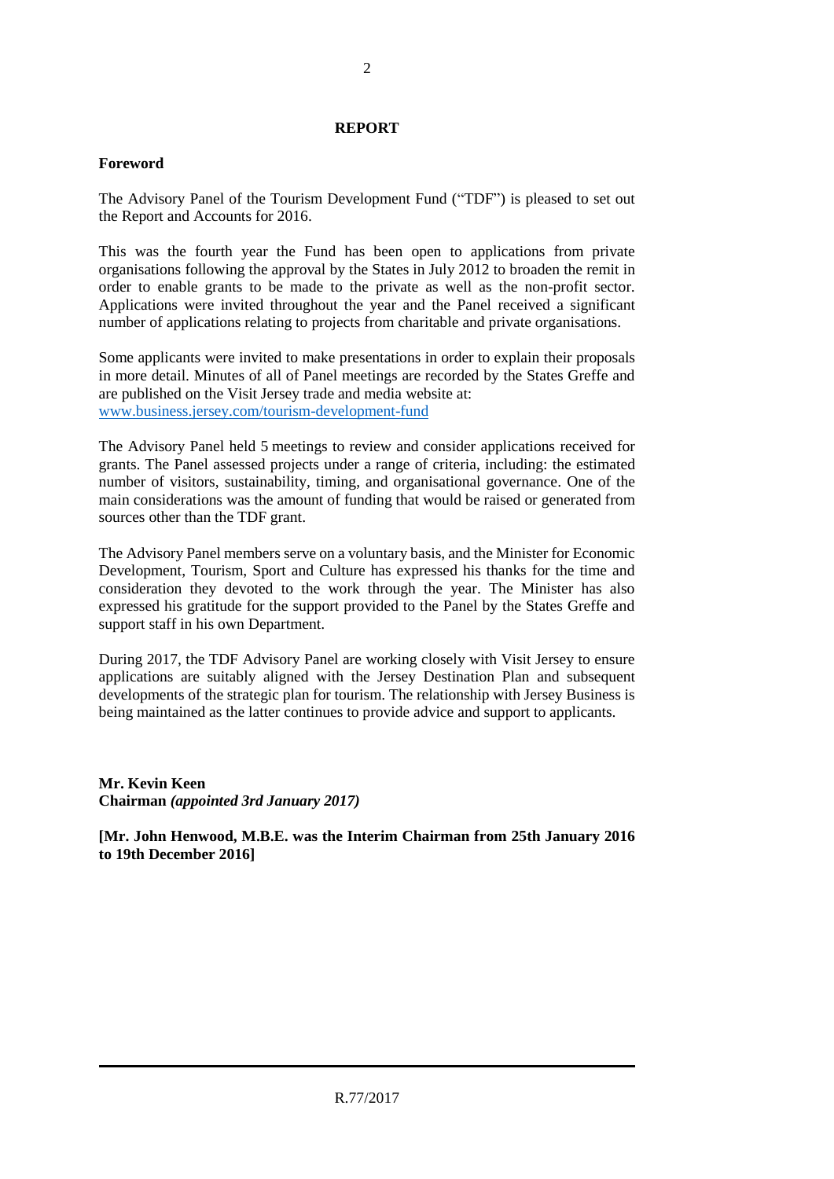## REPORT

### Foreword

The Advisory Panel of the Tourism Development Fund ("TDF") is pleased to set out the Report and Accounts for 2016.

This was the fourth year the Fund has been open to applications from private organisations following the approval by the States in July 2012 to broaden the remit in order to enable grants to be made to the private as well as the non-profit sector. Applications were invited throughout the year and the Panel received a significant number of applications relating to projects from charitable and private organisations.

Some applicants were invited to make presentations in order to explain their proposals in more detail. Minutes of all of Panel meetings are recorded by the States Greffe and are published on the Visit Jersey trade and media website at: [www.business.jersey.com/tourism-development-fund](www.business.jersey.com/tourism-development-fund)

The Advisory Panel held 5 meetings to review and consider applications received for grants. The Panel assessed projects under a range of criteria, including: the estimated number of visitors, sustainability, timing, and organisational governance. One of the main considerations was the amount of funding that would be raised or generated from sources other than the TDF grant.

The Advisory Panel members serve on a voluntary basis, and the Minister for Economic Development, Tourism, Sport and Culture has expressed his thanks for the time and consideration they devoted to the work through the year. The Minister has also expressed his gratitude for the support provided to the Panel by the States Greffe and support staff in his own Department.

During 2017, the TDF Advisory Panel are working closely with Visit Jersey to ensure applications are suitably aligned with the Jersey Destination Plan and subsequent developments of the strategic plan for tourism. The relationship with Jersey Business is being maintained as the latter continues to provide advice and support to applicants.

**Mr. Kevin Keen**
**Chairman *(appointed 3rd January 2017)***

**[Mr. John Henwood, M.B.E. was the Interim Chairman from 25th January 2016 to 19th December 2016]**

R.77/2017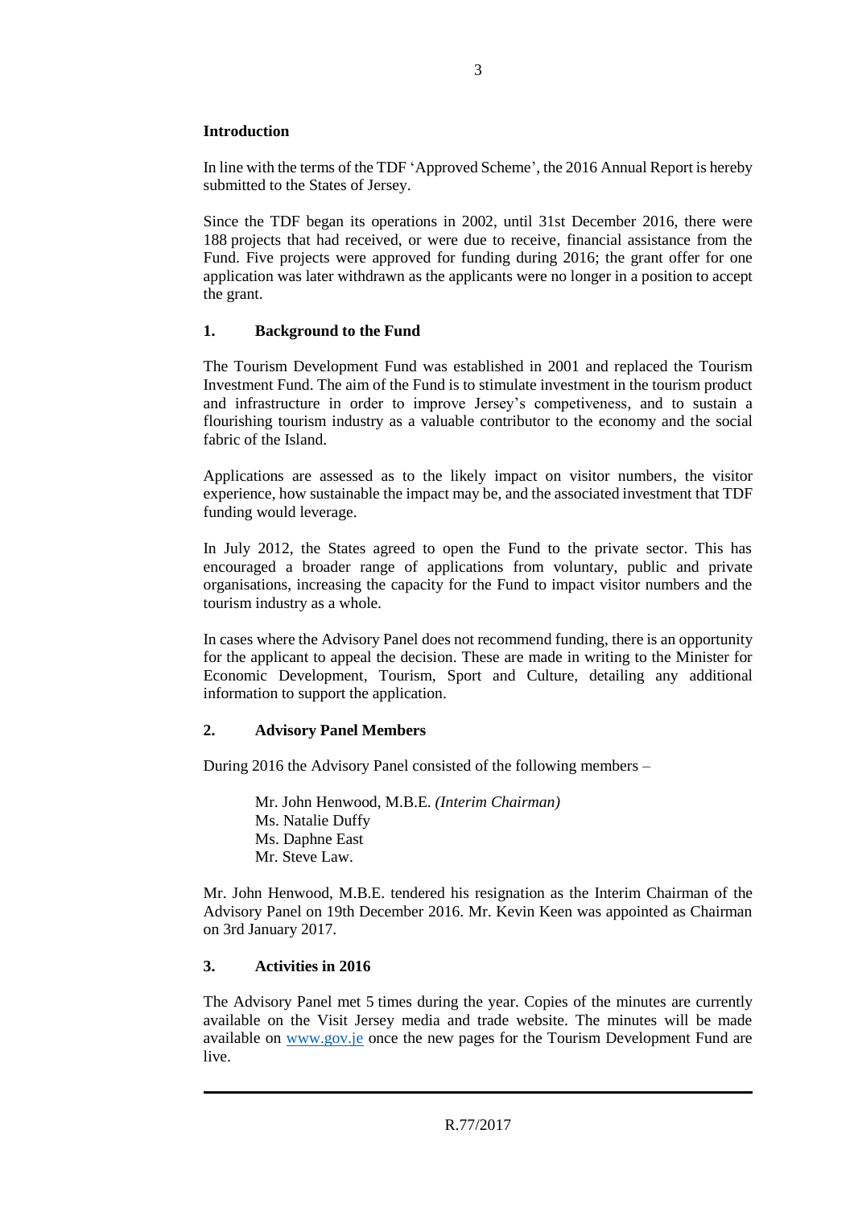## Introduction

In line with the terms of the TDF 'Approved Scheme', the 2016 Annual Report is hereby submitted to the States of Jersey.

Since the TDF began its operations in 2002, until 31st December 2016, there were 188 projects that had received, or were due to receive, financial assistance from the Fund. Five projects were approved for funding during 2016; the grant offer for one application was later withdrawn as the applicants were no longer in a position to accept the grant.

## 1. Background to the Fund

The Tourism Development Fund was established in 2001 and replaced the Tourism Investment Fund. The aim of the Fund is to stimulate investment in the tourism product and infrastructure in order to improve Jersey's competiveness, and to sustain a flourishing tourism industry as a valuable contributor to the economy and the social fabric of the Island.

Applications are assessed as to the likely impact on visitor numbers, the visitor experience, how sustainable the impact may be, and the associated investment that TDF funding would leverage.

In July 2012, the States agreed to open the Fund to the private sector. This has encouraged a broader range of applications from voluntary, public and private organisations, increasing the capacity for the Fund to impact visitor numbers and the tourism industry as a whole.

In cases where the Advisory Panel does not recommend funding, there is an opportunity for the applicant to appeal the decision. These are made in writing to the Minister for Economic Development, Tourism, Sport and Culture, detailing any additional information to support the application.

## 2. Advisory Panel Members

During 2016 the Advisory Panel consisted of the following members –

Mr. John Henwood, M.B.E. *(Interim Chairman)*
Ms. Natalie Duffy
Ms. Daphne East
Mr. Steve Law.

Mr. John Henwood, M.B.E. tendered his resignation as the Interim Chairman of the Advisory Panel on 19th December 2016. Mr. Kevin Keen was appointed as Chairman on 3rd January 2017.

## 3. Activities in 2016

The Advisory Panel met 5 times during the year. Copies of the minutes are currently available on the Visit Jersey media and trade website. The minutes will be made available on [www.gov.je](http://www.gov.je) once the new pages for the Tourism Development Fund are live.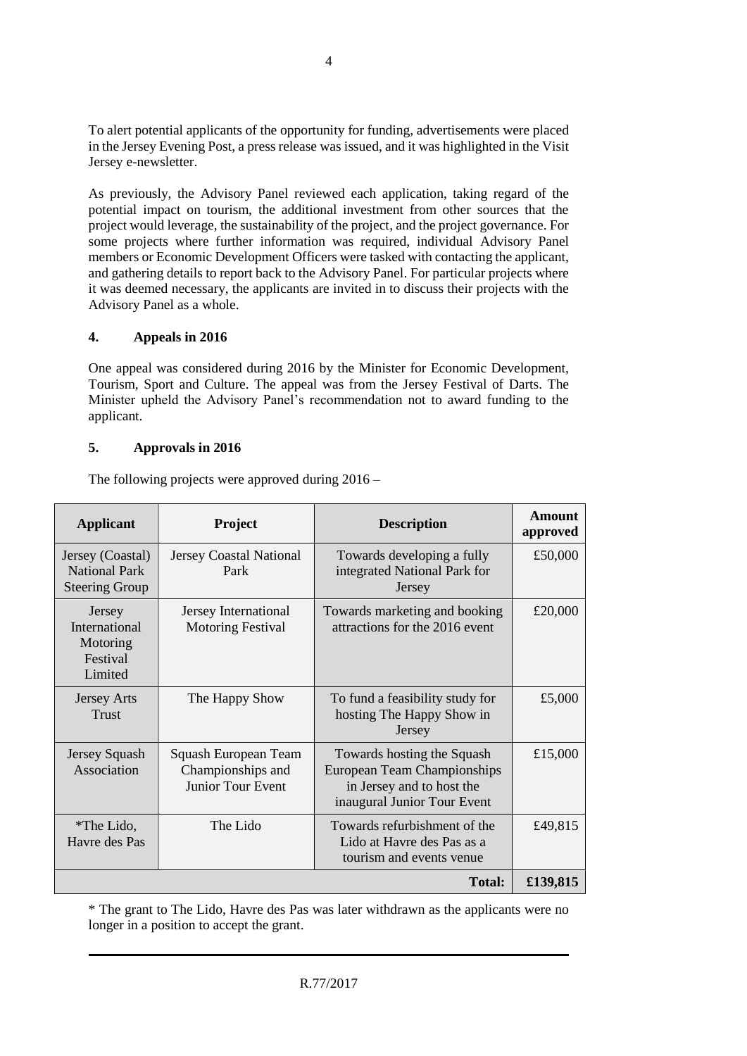To alert potential applicants of the opportunity for funding, advertisements were placed in the Jersey Evening Post, a press release was issued, and it was highlighted in the Visit Jersey e-newsletter.

As previously, the Advisory Panel reviewed each application, taking regard of the potential impact on tourism, the additional investment from other sources that the project would leverage, the sustainability of the project, and the project governance. For some projects where further information was required, individual Advisory Panel members or Economic Development Officers were tasked with contacting the applicant, and gathering details to report back to the Advisory Panel. For particular projects where it was deemed necessary, the applicants are invited in to discuss their projects with the Advisory Panel as a whole.

## 4. Appeals in 2016

One appeal was considered during 2016 by the Minister for Economic Development, Tourism, Sport and Culture. The appeal was from the Jersey Festival of Darts. The Minister upheld the Advisory Panel's recommendation not to award funding to the applicant.

## 5. Approvals in 2016

The following projects were approved during 2016 –

| Applicant | Project | Description | Amount approved |
|---|---|---|---|
| Jersey (Coastal) National Park Steering Group | Jersey Coastal National Park | Towards developing a fully integrated National Park for Jersey | £50,000 |
| Jersey International Motoring Festival Limited | Jersey International Motoring Festival | Towards marketing and booking attractions for the 2016 event | £20,000 |
| Jersey Arts Trust | The Happy Show | To fund a feasibility study for hosting The Happy Show in Jersey | £5,000 |
| Jersey Squash Association | Squash European Team Championships and Junior Tour Event | Towards hosting the Squash European Team Championships in Jersey and to host the inaugural Junior Tour Event | £15,000 |
| *The Lido, Havre des Pas | The Lido | Towards refurbishment of the Lido at Havre des Pas as a tourism and events venue | £49,815 |
| | | **Total:** | **£139,815** |

* The grant to The Lido, Havre des Pas was later withdrawn as the applicants were no longer in a position to accept the grant.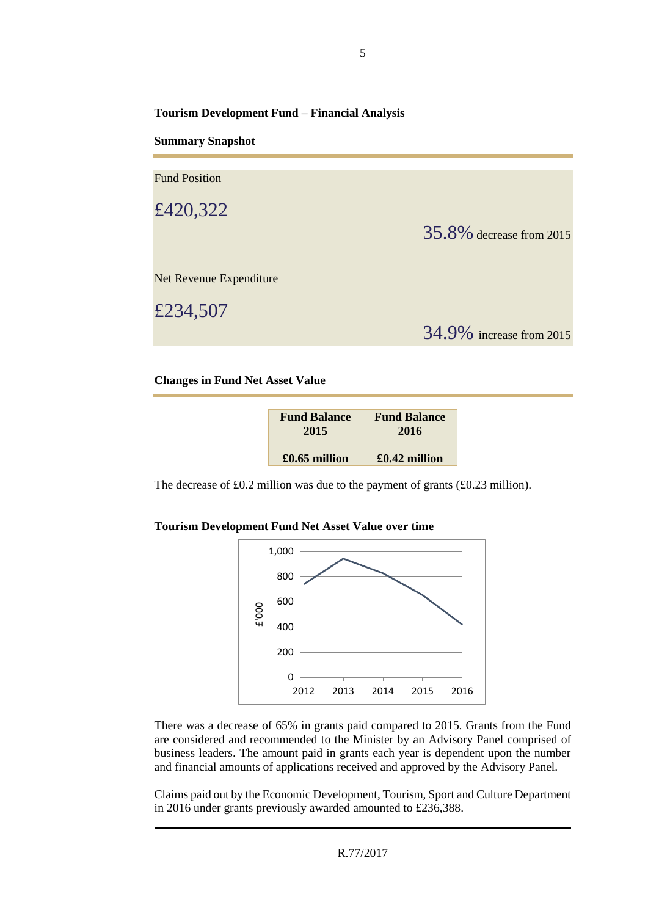**Tourism Development Fund – Financial Analysis**

**Summary Snapshot**

| | |
|---|---|
| Fund Position<br>£420,322 | 35.8% decrease from 2015 |
| Net Revenue Expenditure<br>£234,507 | 34.9% increase from 2015 |

**Changes in Fund Net Asset Value**

| Fund Balance 2015 | Fund Balance 2016 |
|---|---|
| £0.65 million | £0.42 million |

The decrease of £0.2 million was due to the payment of grants (£0.23 million).

**Tourism Development Fund Net Asset Value over time**

There was a decrease of 65% in grants paid compared to 2015. Grants from the Fund are considered and recommended to the Minister by an Advisory Panel comprised of business leaders. The amount paid in grants each year is dependent upon the number and financial amounts of applications received and approved by the Advisory Panel.

Claims paid out by the Economic Development, Tourism, Sport and Culture Department in 2016 under grants previously awarded amounted to £236,388.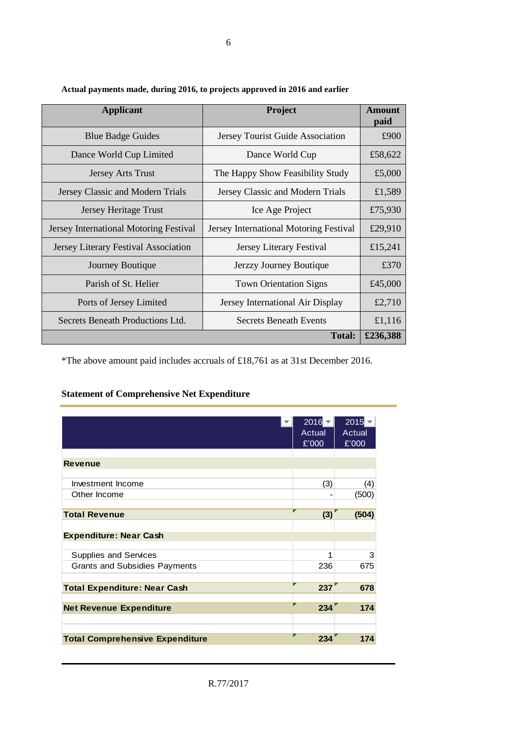**Actual payments made, during 2016, to projects approved in 2016 and earlier**

| Applicant | Project | Amount paid |
|---|---|---|
| Blue Badge Guides | Jersey Tourist Guide Association | £900 |
| Dance World Cup Limited | Dance World Cup | £58,622 |
| Jersey Arts Trust | The Happy Show Feasibility Study | £5,000 |
| Jersey Classic and Modern Trials | Jersey Classic and Modern Trials | £1,589 |
| Jersey Heritage Trust | Ice Age Project | £75,930 |
| Jersey International Motoring Festival | Jersey International Motoring Festival | £29,910 |
| Jersey Literary Festival Association | Jersey Literary Festival | £15,241 |
| Journey Boutique | Jerzzy Journey Boutique | £370 |
| Parish of St. Helier | Town Orientation Signs | £45,000 |
| Ports of Jersey Limited | Jersey International Air Display | £2,710 |
| Secrets Beneath Productions Ltd. | Secrets Beneath Events | £1,116 |
| | **Total:** | **£236,388** |

*The above amount paid includes accruals of £18,761 as at 31st December 2016.

**Statement of Comprehensive Net Expenditure**

| | 2016 Actual £'000 | 2015 Actual £'000 |
|---|---|---|
| **Revenue** | | |
| Investment Income | (3) | (4) |
| Other Income | - | (500) |
| **Total Revenue** | **(3)** | **(504)** |
| **Expenditure: Near Cash** | | |
| Supplies and Services | 1 | 3 |
| Grants and Subsidies Payments | 236 | 675 |
| **Total Expenditure: Near Cash** | **237** | **678** |
| **Net Revenue Expenditure** | **234** | **174** |
| **Total Comprehensive Expenditure** | **234** | **174** |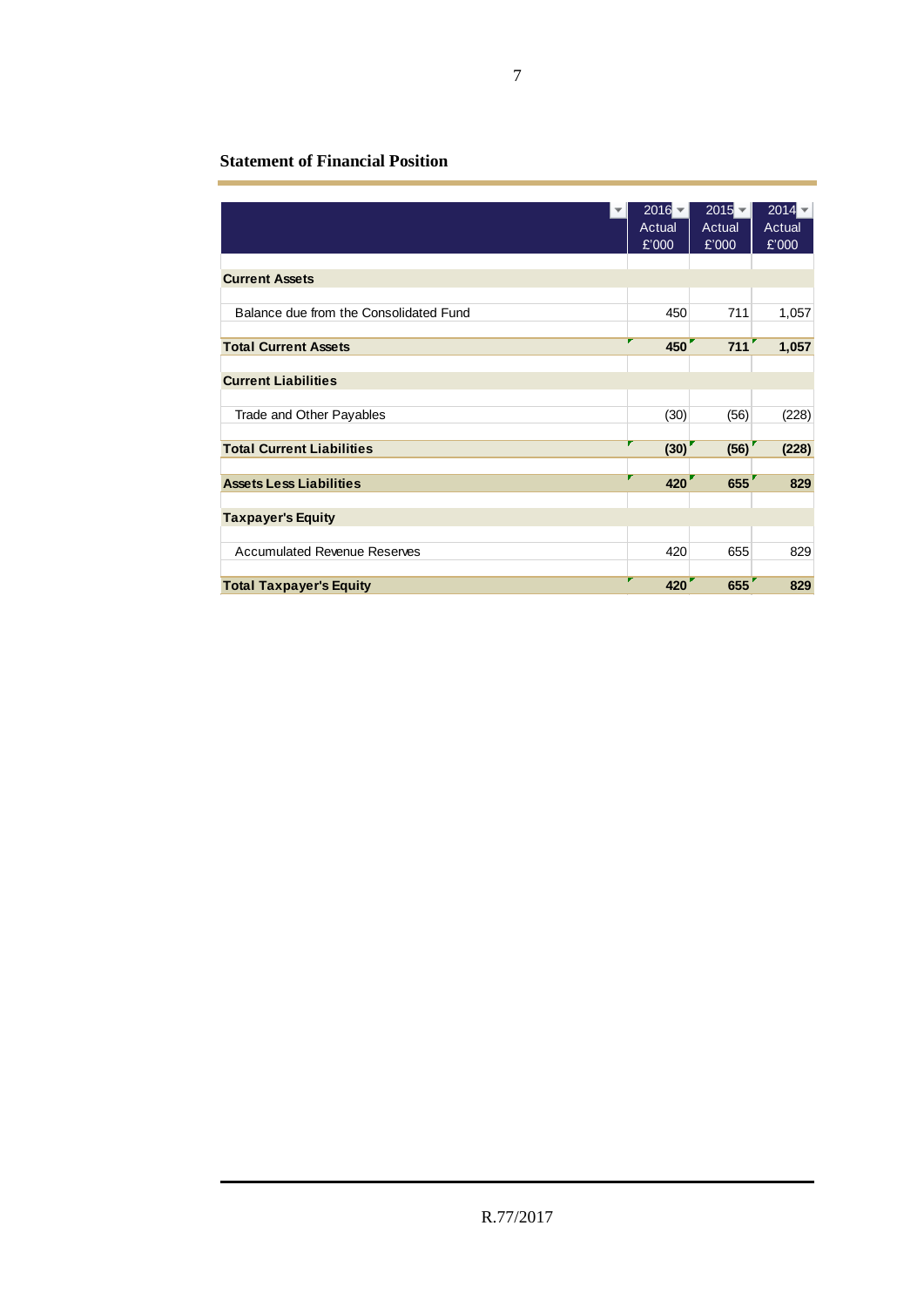## Statement of Financial Position

| | 2016 Actual £'000 | 2015 Actual £'000 | 2014 Actual £'000 |
|---|---|---|---|
| **Current Assets** | | | |
| Balance due from the Consolidated Fund | 450 | 711 | 1,057 |
| **Total Current Assets** | **450** | **711** | **1,057** |
| **Current Liabilities** | | | |
| Trade and Other Payables | (30) | (56) | (228) |
| **Total Current Liabilities** | **(30)** | **(56)** | **(228)** |
| **Assets Less Liabilities** | **420** | **655** | **829** |
| **Taxpayer's Equity** | | | |
| Accumulated Revenue Reserves | 420 | 655 | 829 |
| **Total Taxpayer's Equity** | **420** | **655** | **829** |

R.77/2017